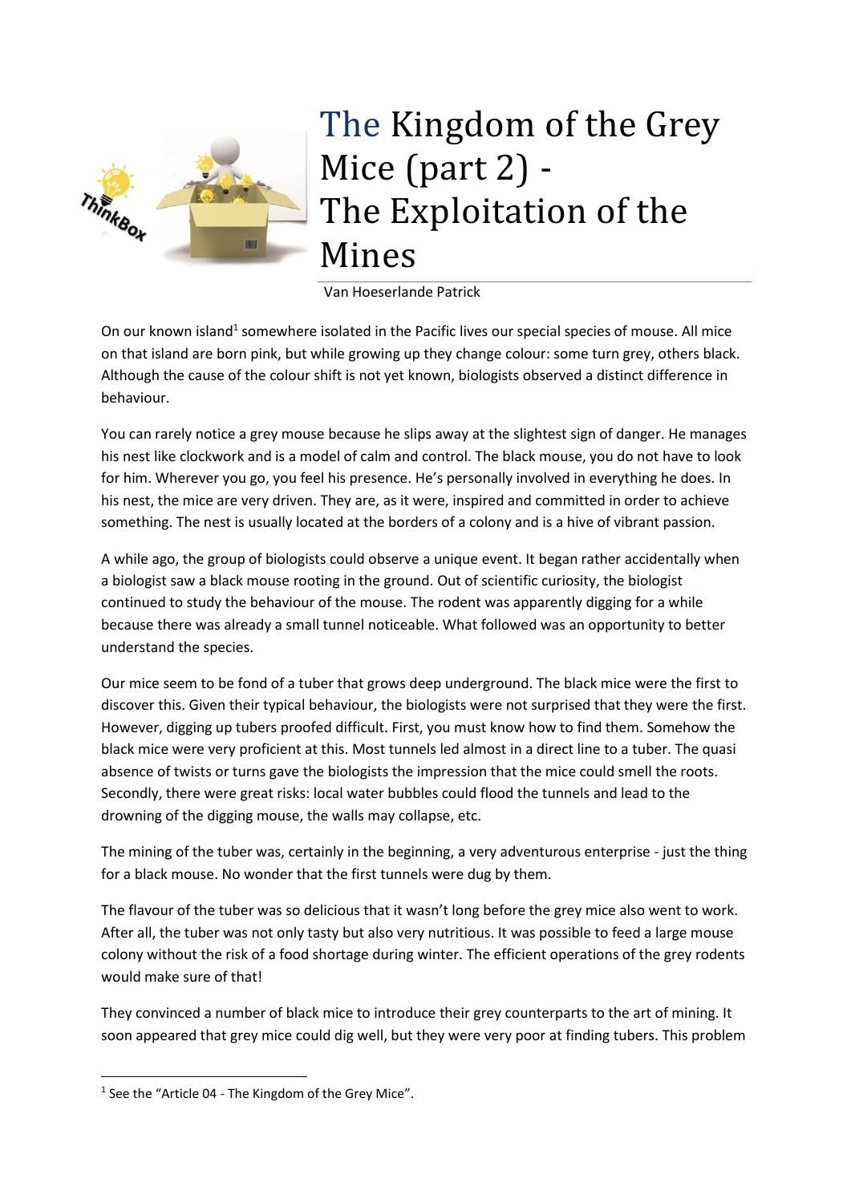# The Kingdom of the Grey Mice (part 2) - The Exploitation of the Mines

Van Hoeserlande Patrick

On our known island[1] somewhere isolated in the Pacific lives our special species of mouse. All mice on that island are born pink, but while growing up they change colour: some turn grey, others black. Although the cause of the colour shift is not yet known, biologists observed a distinct difference in behaviour.

You can rarely notice a grey mouse because he slips away at the slightest sign of danger. He manages his nest like clockwork and is a model of calm and control. The black mouse, you do not have to look for him. Wherever you go, you feel his presence. He's personally involved in everything he does. In his nest, the mice are very driven. They are, as it were, inspired and committed in order to achieve something. The nest is usually located at the borders of a colony and is a hive of vibrant passion.

A while ago, the group of biologists could observe a unique event. It began rather accidentally when a biologist saw a black mouse rooting in the ground. Out of scientific curiosity, the biologist continued to study the behaviour of the mouse. The rodent was apparently digging for a while because there was already a small tunnel noticeable. What followed was an opportunity to better understand the species.

Our mice seem to be fond of a tuber that grows deep underground. The black mice were the first to discover this. Given their typical behaviour, the biologists were not surprised that they were the first. However, digging up tubers proofed difficult. First, you must know how to find them. Somehow the black mice were very proficient at this. Most tunnels led almost in a direct line to a tuber. The quasi absence of twists or turns gave the biologists the impression that the mice could smell the roots. Secondly, there were great risks: local water bubbles could flood the tunnels and lead to the drowning of the digging mouse, the walls may collapse, etc.

The mining of the tuber was, certainly in the beginning, a very adventurous enterprise - just the thing for a black mouse. No wonder that the first tunnels were dug by them.

The flavour of the tuber was so delicious that it wasn't long before the grey mice also went to work. After all, the tuber was not only tasty but also very nutritious. It was possible to feed a large mouse colony without the risk of a food shortage during winter. The efficient operations of the grey rodents would make sure of that!

They convinced a number of black mice to introduce their grey counterparts to the art of mining. It soon appeared that grey mice could dig well, but they were very poor at finding tubers. This problem

[1] See the "Article 04 - The Kingdom of the Grey Mice".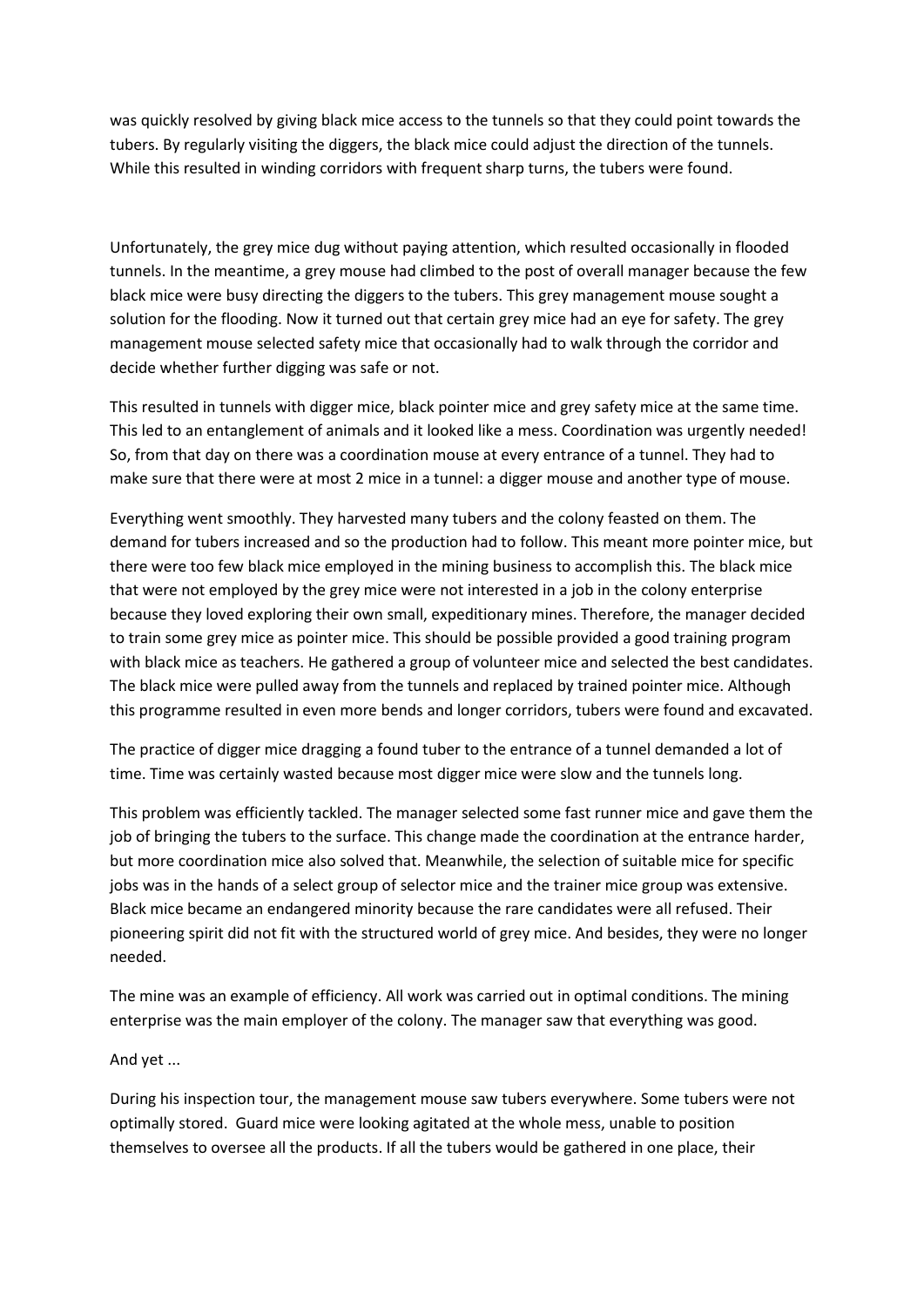was quickly resolved by giving black mice access to the tunnels so that they could point towards the tubers. By regularly visiting the diggers, the black mice could adjust the direction of the tunnels. While this resulted in winding corridors with frequent sharp turns, the tubers were found.

Unfortunately, the grey mice dug without paying attention, which resulted occasionally in flooded tunnels. In the meantime, a grey mouse had climbed to the post of overall manager because the few black mice were busy directing the diggers to the tubers. This grey management mouse sought a solution for the flooding. Now it turned out that certain grey mice had an eye for safety. The grey management mouse selected safety mice that occasionally had to walk through the corridor and decide whether further digging was safe or not.

This resulted in tunnels with digger mice, black pointer mice and grey safety mice at the same time. This led to an entanglement of animals and it looked like a mess. Coordination was urgently needed! So, from that day on there was a coordination mouse at every entrance of a tunnel. They had to make sure that there were at most 2 mice in a tunnel: a digger mouse and another type of mouse.

Everything went smoothly. They harvested many tubers and the colony feasted on them. The demand for tubers increased and so the production had to follow. This meant more pointer mice, but there were too few black mice employed in the mining business to accomplish this. The black mice that were not employed by the grey mice were not interested in a job in the colony enterprise because they loved exploring their own small, expeditionary mines. Therefore, the manager decided to train some grey mice as pointer mice. This should be possible provided a good training program with black mice as teachers. He gathered a group of volunteer mice and selected the best candidates. The black mice were pulled away from the tunnels and replaced by trained pointer mice. Although this programme resulted in even more bends and longer corridors, tubers were found and excavated.

The practice of digger mice dragging a found tuber to the entrance of a tunnel demanded a lot of time. Time was certainly wasted because most digger mice were slow and the tunnels long.

This problem was efficiently tackled. The manager selected some fast runner mice and gave them the job of bringing the tubers to the surface. This change made the coordination at the entrance harder, but more coordination mice also solved that. Meanwhile, the selection of suitable mice for specific jobs was in the hands of a select group of selector mice and the trainer mice group was extensive. Black mice became an endangered minority because the rare candidates were all refused. Their pioneering spirit did not fit with the structured world of grey mice. And besides, they were no longer needed.

The mine was an example of efficiency. All work was carried out in optimal conditions. The mining enterprise was the main employer of the colony. The manager saw that everything was good.

And yet ...

During his inspection tour, the management mouse saw tubers everywhere. Some tubers were not optimally stored. Guard mice were looking agitated at the whole mess, unable to position themselves to oversee all the products. If all the tubers would be gathered in one place, their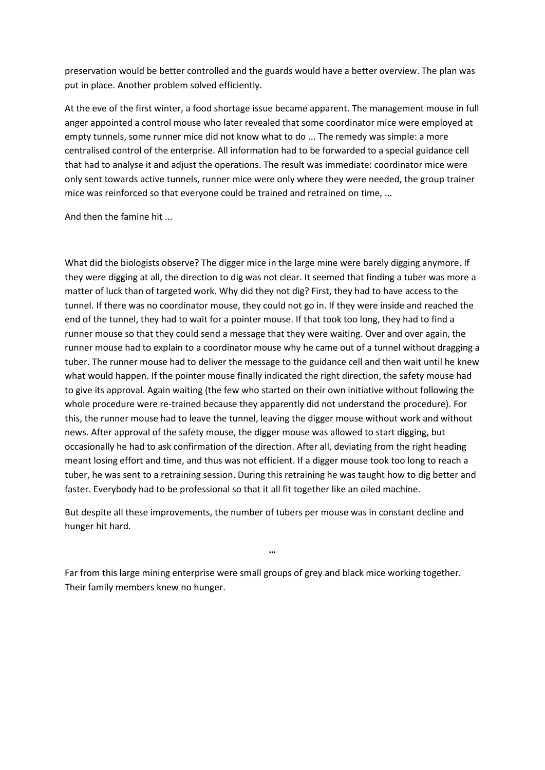preservation would be better controlled and the guards would have a better overview. The plan was put in place. Another problem solved efficiently.

At the eve of the first winter, a food shortage issue became apparent. The management mouse in full anger appointed a control mouse who later revealed that some coordinator mice were employed at empty tunnels, some runner mice did not know what to do ... The remedy was simple: a more centralised control of the enterprise. All information had to be forwarded to a special guidance cell that had to analyse it and adjust the operations. The result was immediate: coordinator mice were only sent towards active tunnels, runner mice were only where they were needed, the group trainer mice was reinforced so that everyone could be trained and retrained on time, ...

And then the famine hit ...

What did the biologists observe? The digger mice in the large mine were barely digging anymore. If they were digging at all, the direction to dig was not clear. It seemed that finding a tuber was more a matter of luck than of targeted work. Why did they not dig? First, they had to have access to the tunnel. If there was no coordinator mouse, they could not go in. If they were inside and reached the end of the tunnel, they had to wait for a pointer mouse. If that took too long, they had to find a runner mouse so that they could send a message that they were waiting. Over and over again, the runner mouse had to explain to a coordinator mouse why he came out of a tunnel without dragging a tuber. The runner mouse had to deliver the message to the guidance cell and then wait until he knew what would happen. If the pointer mouse finally indicated the right direction, the safety mouse had to give its approval. Again waiting (the few who started on their own initiative without following the whole procedure were re-trained because they apparently did not understand the procedure). For this, the runner mouse had to leave the tunnel, leaving the digger mouse without work and without news. After approval of the safety mouse, the digger mouse was allowed to start digging, but occasionally he had to ask confirmation of the direction. After all, deviating from the right heading meant losing effort and time, and thus was not efficient. If a digger mouse took too long to reach a tuber, he was sent to a retraining session. During this retraining he was taught how to dig better and faster. Everybody had to be professional so that it all fit together like an oiled machine.

But despite all these improvements, the number of tubers per mouse was in constant decline and hunger hit hard.

…

Far from this large mining enterprise were small groups of grey and black mice working together. Their family members knew no hunger.